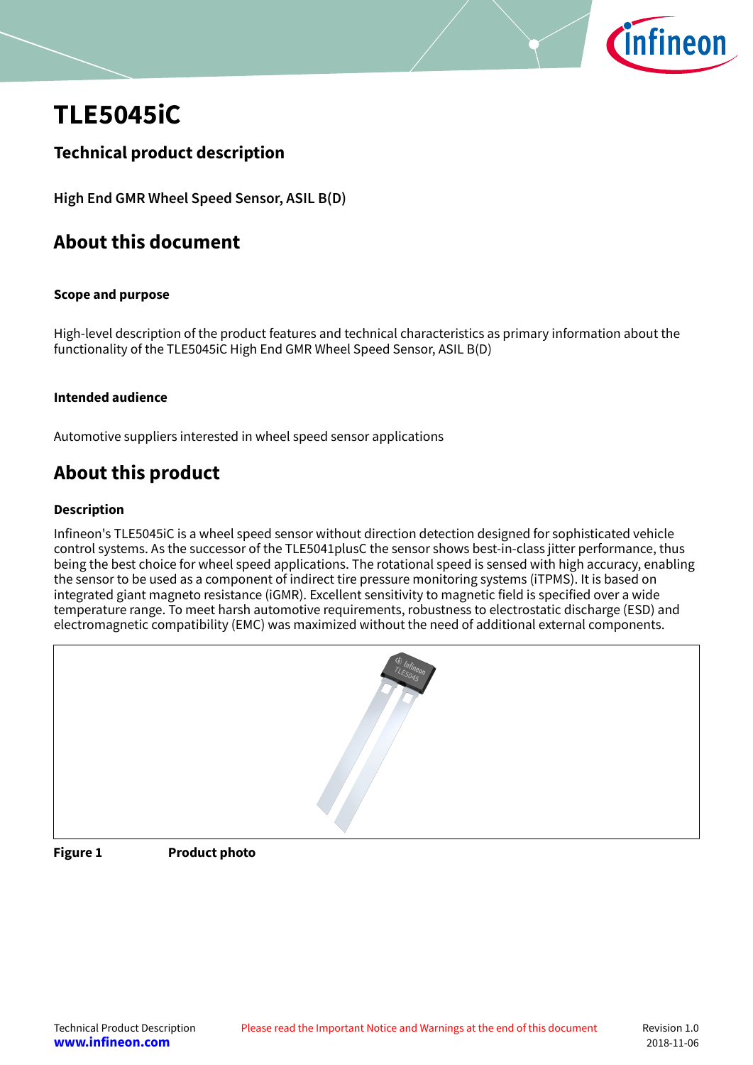# TLE5045iC

## Technical product description

**High End GMR Wheel Speed Sensor, ASIL B(D)**

## About this document

### Scope and purpose

High-level description of the product features and technical characteristics as primary information about the functionality of the TLE5045iC High End GMR Wheel Speed Sensor, ASIL B(D)

### Intended audience

Automotive suppliers interested in wheel speed sensor applications

## About this product

### Description

Infineon's TLE5045iC is a wheel speed sensor without direction detection designed for sophisticated vehicle control systems. As the successor of the TLE5041plusC the sensor shows best-in-class jitter performance, thus being the best choice for wheel speed applications. The rotational speed is sensed with high accuracy, enabling the sensor to be used as a component of indirect tire pressure monitoring systems (iTPMS). It is based on integrated giant magneto resistance (iGMR). Excellent sensitivity to magnetic field is specified over a wide temperature range. To meet harsh automotive requirements, robustness to electrostatic discharge (ESD) and electromagnetic compatibility (EMC) was maximized without the need of additional external components.

**Figure 1** **Product photo**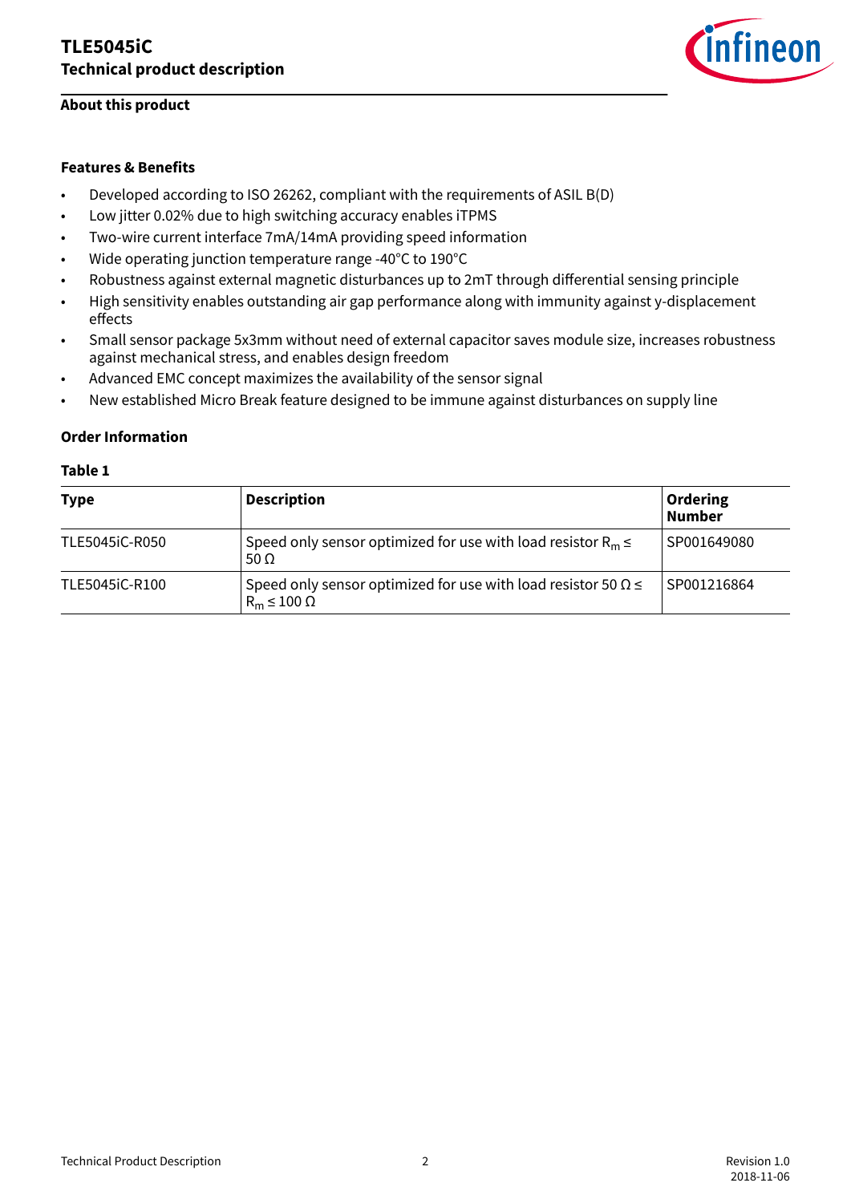## About this product

### Features & Benefits

- Developed according to ISO 26262, compliant with the requirements of ASIL B(D)
- Low jitter 0.02% due to high switching accuracy enables iTPMS
- Two-wire current interface 7mA/14mA providing speed information
- Wide operating junction temperature range -40°C to 190°C
- Robustness against external magnetic disturbances up to 2mT through differential sensing principle
- High sensitivity enables outstanding air gap performance along with immunity against y-displacement effects
- Small sensor package 5x3mm without need of external capacitor saves module size, increases robustness against mechanical stress, and enables design freedom
- Advanced EMC concept maximizes the availability of the sensor signal
- New established Micro Break feature designed to be immune against disturbances on supply line

### Order Information

**Table 1**

| Type | Description | Ordering Number |
|---|---|---|
| TLE5045iC-R050 | Speed only sensor optimized for use with load resistor $R_m \leq 50\ \Omega$ | SP001649080 |
| TLE5045iC-R100 | Speed only sensor optimized for use with load resistor $50\ \Omega \leq R_m \leq 100\ \Omega$ | SP001216864 |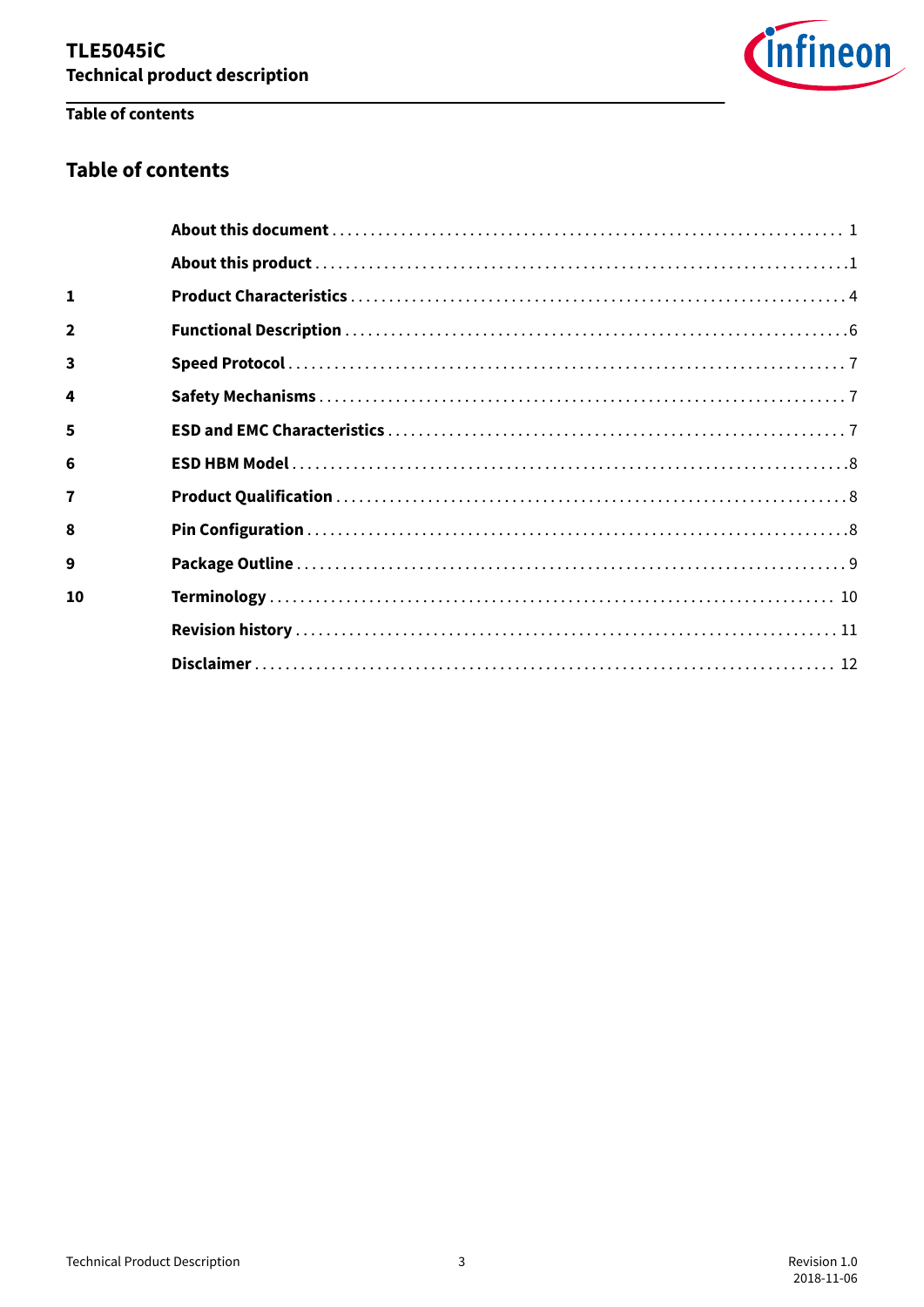# Table of contents

| | | |
|---|---|---|
| | **About this document** | 1 |
| | **About this product** | 1 |
| **1** | **Product Characteristics** | 4 |
| **2** | **Functional Description** | 6 |
| **3** | **Speed Protocol** | 7 |
| **4** | **Safety Mechanisms** | 7 |
| **5** | **ESD and EMC Characteristics** | 7 |
| **6** | **ESD HBM Model** | 8 |
| **7** | **Product Qualification** | 8 |
| **8** | **Pin Configuration** | 8 |
| **9** | **Package Outline** | 9 |
| **10** | **Terminology** | 10 |
| | **Revision history** | 11 |
| | **Disclaimer** | 12 |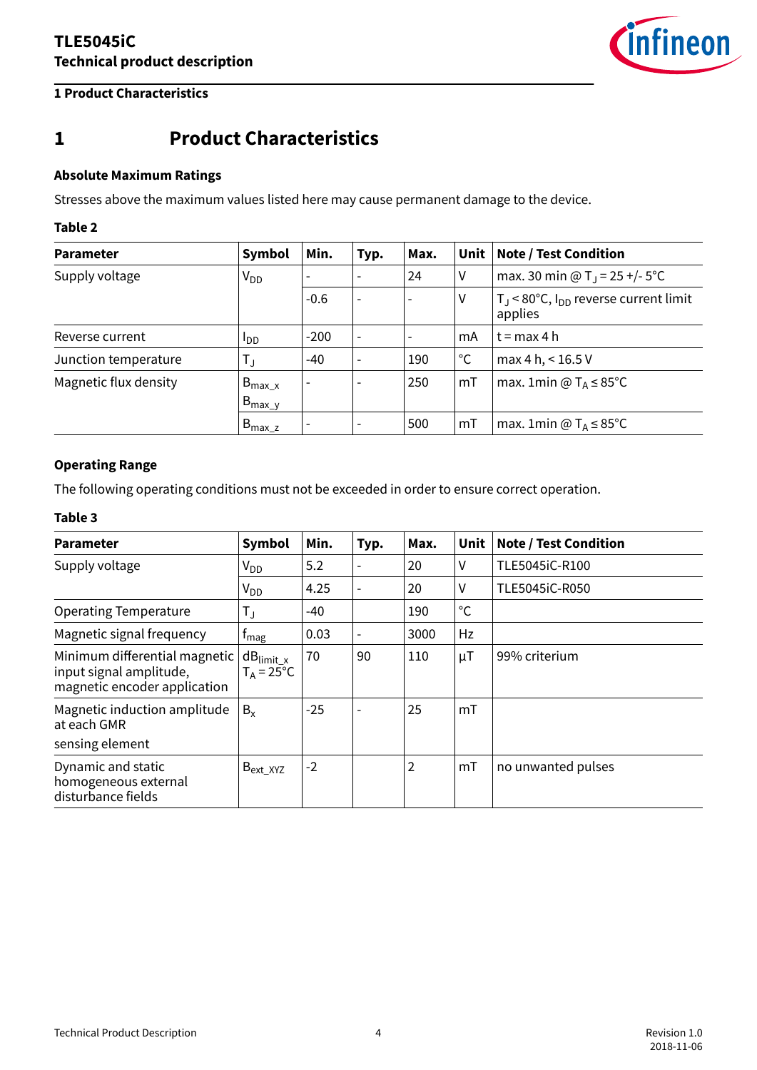# 1 Product Characteristics

### Absolute Maximum Ratings

Stresses above the maximum values listed here may cause permanent damage to the device.

**Table 2**

| Parameter | Symbol | Min. | Typ. | Max. | Unit | Note / Test Condition |
|---|---|---|---|---|---|---|
| Supply voltage | $V_{DD}$ | - | - | 24 | V | max. 30 min @ $T_J$ = 25 +/- 5°C |
| | | -0.6 | - | - | V | $T_J$ < 80°C, $I_{DD}$ reverse current limit applies |
| Reverse current | $I_{DD}$ | -200 | - | - | mA | t = max 4 h |
| Junction temperature | $T_J$ | -40 | - | 190 | °C | max 4 h, < 16.5 V |
| Magnetic flux density | $B_{max\_x}$ $B_{max\_y}$ | - | - | 250 | mT | max. 1min @ $T_A \leq$ 85°C |
| | $B_{max\_z}$ | - | - | 500 | mT | max. 1min @ $T_A \leq$ 85°C |

### Operating Range

The following operating conditions must not be exceeded in order to ensure correct operation.

**Table 3**

| Parameter | Symbol | Min. | Typ. | Max. | Unit | Note / Test Condition |
|---|---|---|---|---|---|---|
| Supply voltage | $V_{DD}$ | 5.2 | - | 20 | V | TLE5045iC-R100 |
| | $V_{DD}$ | 4.25 | - | 20 | V | TLE5045iC-R050 |
| Operating Temperature | $T_J$ | -40 | | 190 | °C | |
| Magnetic signal frequency | $f_{mag}$ | 0.03 | - | 3000 | Hz | |
| Minimum differential magnetic input signal amplitude, magnetic encoder application | $dB_{limit\_x}$ $T_A$ = 25°C | 70 | 90 | 110 | µT | 99% criterium |
| Magnetic induction amplitude at each GMR sensing element | $B_x$ | -25 | - | 25 | mT | |
| Dynamic and static homogeneous external disturbance fields | $B_{ext\_XYZ}$ | -2 | | 2 | mT | no unwanted pulses |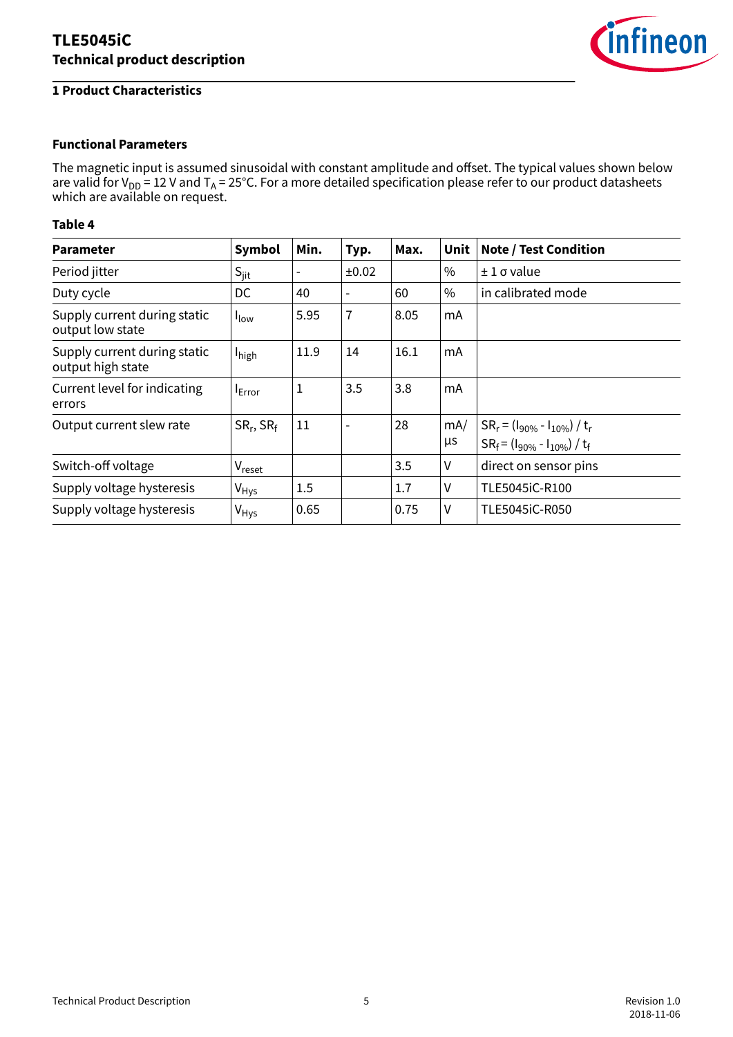## 1 Product Characteristics

### Functional Parameters

The magnetic input is assumed sinusoidal with constant amplitude and offset. The typical values shown below are valid for $V_{DD}$ = 12 V and $T_A$ = 25°C. For a more detailed specification please refer to our product datasheets which are available on request.

**Table 4**

| Parameter | Symbol | Min. | Typ. | Max. | Unit | Note / Test Condition |
|---|---|---|---|---|---|---|
| Period jitter | $S_{jit}$ | - | ±0.02 | | % | ± 1 σ value |
| Duty cycle | DC | 40 | - | 60 | % | in calibrated mode |
| Supply current during static output low state | $I_{low}$ | 5.95 | 7 | 8.05 | mA | |
| Supply current during static output high state | $I_{high}$ | 11.9 | 14 | 16.1 | mA | |
| Current level for indicating errors | $I_{Error}$ | 1 | 3.5 | 3.8 | mA | |
| Output current slew rate | $SR_r$, $SR_f$ | 11 | - | 28 | mA/µs | $SR_r = (I_{90\%} - I_{10\%}) / t_r$<br>$SR_f = (I_{90\%} - I_{10\%}) / t_f$ |
| Switch-off voltage | $V_{reset}$ | | | 3.5 | V | direct on sensor pins |
| Supply voltage hysteresis | $V_{Hys}$ | 1.5 | | 1.7 | V | TLE5045iC-R100 |
| Supply voltage hysteresis | $V_{Hys}$ | 0.65 | | 0.75 | V | TLE5045iC-R050 |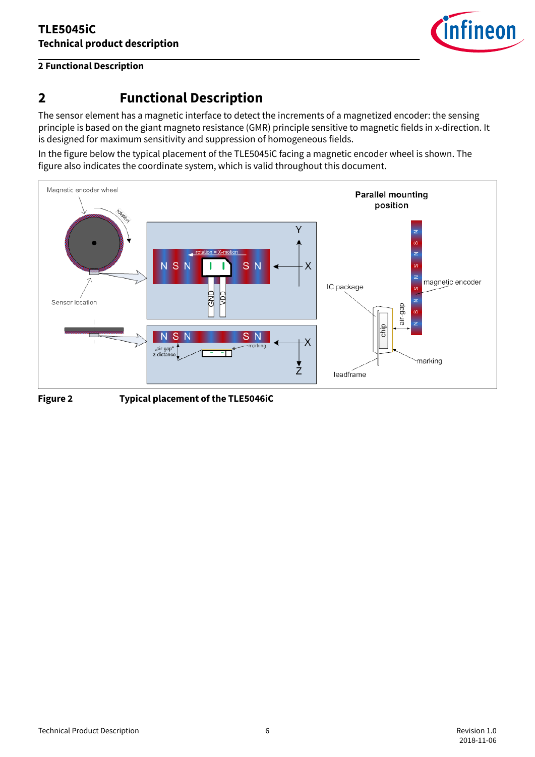# 2 Functional Description

The sensor element has a magnetic interface to detect the increments of a magnetized encoder: the sensing principle is based on the giant magneto resistance (GMR) principle sensitive to magnetic fields in x-direction. It is designed for maximum sensitivity and suppression of homogeneous fields.

In the figure below the typical placement of the TLE5045iC facing a magnetic encoder wheel is shown. The figure also indicates the coordinate system, which is valid throughout this document.

Magnetic encoder wheel

rotation

Sensor location

rotation = X-motion

N S N

S N

GND

VDD

Y

X

N S N

S N

„air-gap"
z-distance

marking

X

Z

Parallel mounting position

IC package

magnetic encoder

chip

air-gap

marking

leadframe

**Figure 2** **Typical placement of the TLE5046iC**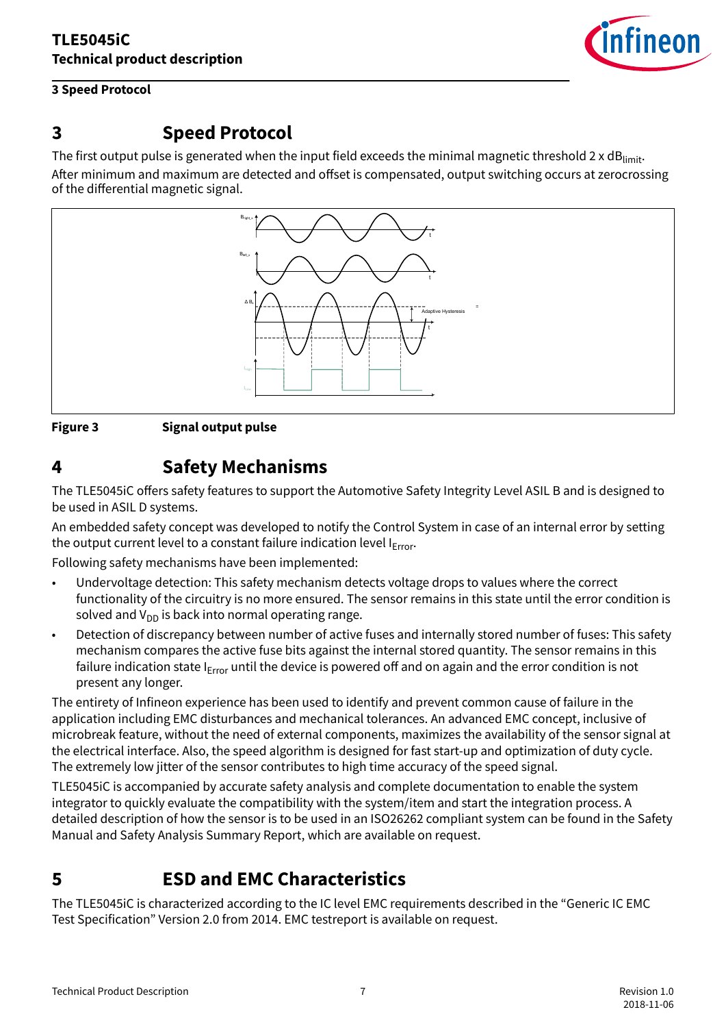# 3 Speed Protocol

The first output pulse is generated when the input field exceeds the minimal magnetic threshold 2 x $dB_{limit}$.
After minimum and maximum are detected and offset is compensated, output switching occurs at zerocrossing of the differential magnetic signal.

$B_{right\_x}$
t
$B_{left\_x}$
t
$\Delta B_x$
Adaptive Hysteresis
t
$I_{high}$
$I_{low}$

**Figure 3** **Signal output pulse**

# 4 Safety Mechanisms

The TLE5045iC offers safety features to support the Automotive Safety Integrity Level ASIL B and is designed to be used in ASIL D systems.

An embedded safety concept was developed to notify the Control System in case of an internal error by setting the output current level to a constant failure indication level $I_{Error}$.

Following safety mechanisms have been implemented:

- Undervoltage detection: This safety mechanism detects voltage drops to values where the correct functionality of the circuitry is no more ensured. The sensor remains in this state until the error condition is solved and $V_{DD}$ is back into normal operating range.
- Detection of discrepancy between number of active fuses and internally stored number of fuses: This safety mechanism compares the active fuse bits against the internal stored quantity. The sensor remains in this failure indication state $I_{Error}$ until the device is powered off and on again and the error condition is not present any longer.

The entirety of Infineon experience has been used to identify and prevent common cause of failure in the application including EMC disturbances and mechanical tolerances. An advanced EMC concept, inclusive of microbreak feature, without the need of external components, maximizes the availability of the sensor signal at the electrical interface. Also, the speed algorithm is designed for fast start-up and optimization of duty cycle. The extremely low jitter of the sensor contributes to high time accuracy of the speed signal.

TLE5045iC is accompanied by accurate safety analysis and complete documentation to enable the system integrator to quickly evaluate the compatibility with the system/item and start the integration process. A detailed description of how the sensor is to be used in an ISO26262 compliant system can be found in the Safety Manual and Safety Analysis Summary Report, which are available on request.

# 5 ESD and EMC Characteristics

The TLE5045iC is characterized according to the IC level EMC requirements described in the "Generic IC EMC Test Specification" Version 2.0 from 2014. EMC testreport is available on request.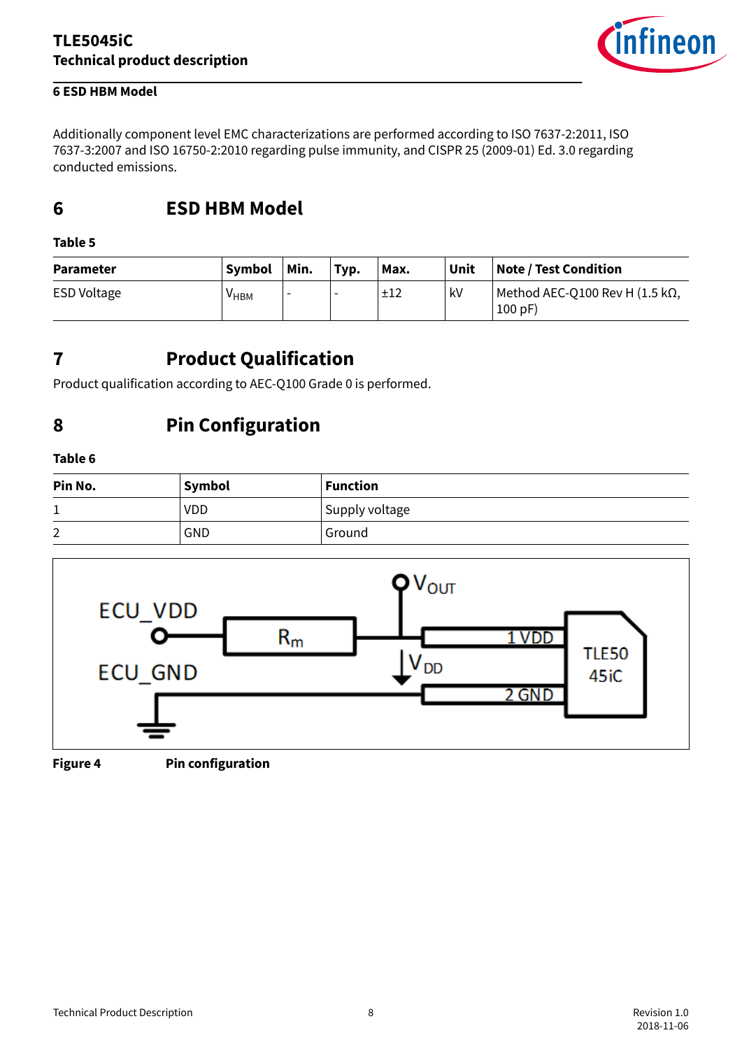Additionally component level EMC characterizations are performed according to ISO 7637-2:2011, ISO 7637-3:2007 and ISO 16750-2:2010 regarding pulse immunity, and CISPR 25 (2009-01) Ed. 3.0 regarding conducted emissions.

# 6 ESD HBM Model

**Table 5**

| Parameter | Symbol | Min. | Typ. | Max. | Unit | Note / Test Condition |
|---|---|---|---|---|---|---|
| ESD Voltage | $V_{HBM}$ | - | - | ±12 | kV | Method AEC-Q100 Rev H (1.5 kΩ, 100 pF) |

# 7 Product Qualification

Product qualification according to AEC-Q100 Grade 0 is performed.

# 8 Pin Configuration

**Table 6**

| Pin No. | Symbol | Function |
|---|---|---|
| 1 | VDD | Supply voltage |
| 2 | GND | Ground |

ECU_VDD

ECU_GND

$R_m$

$V_{OUT}$

$V_{DD}$

1 VDD

2 GND

TLE5045iC

**Figure 4** **Pin configuration**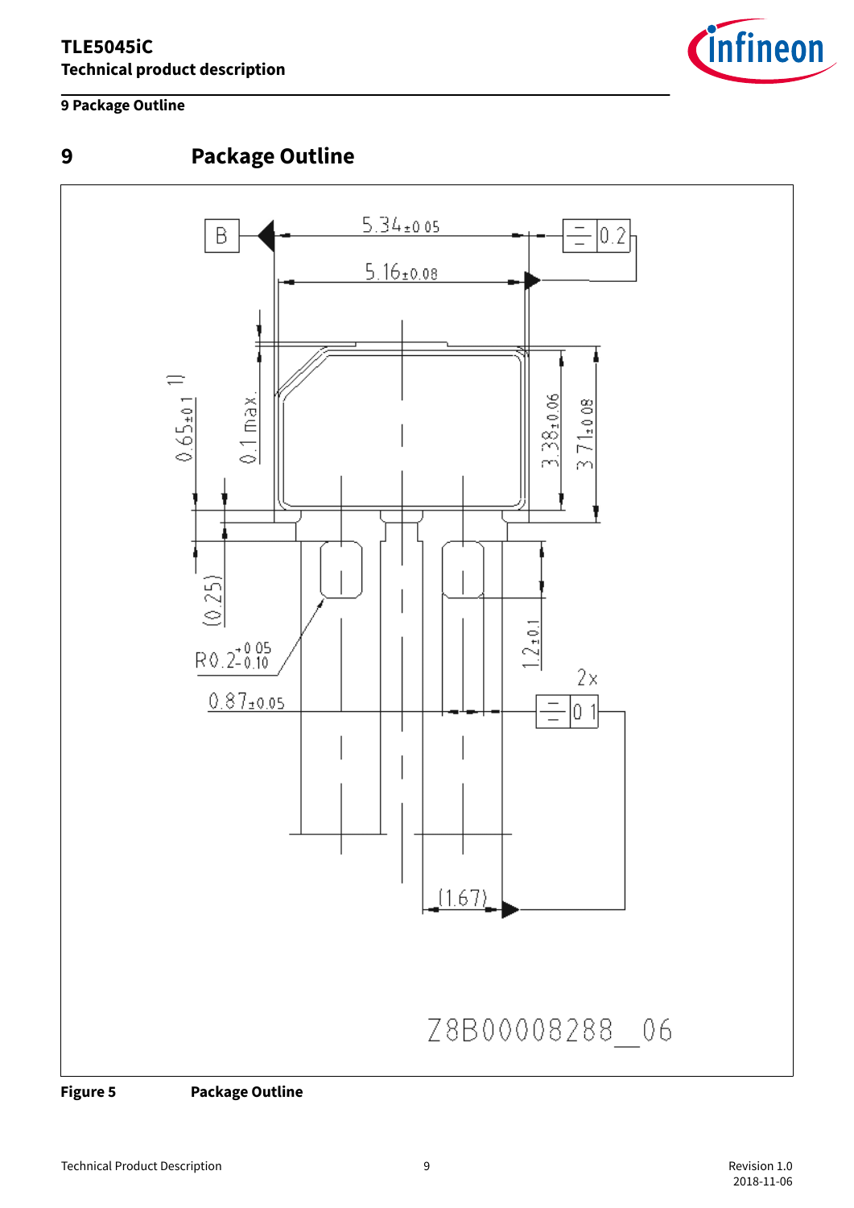# 9 Package Outline

B

5.34±0.05

5.16±0.08

0.2

0.65±0.1 1)

0.1 max.

3.38±0.06

3.71±0.08

(0.25)

R0.2 +0.05 -0.10

1.2±0.1

2x

0.87±0.05

0.1

(1.67)

Z8B00008288_06

**Figure 5** **Package Outline**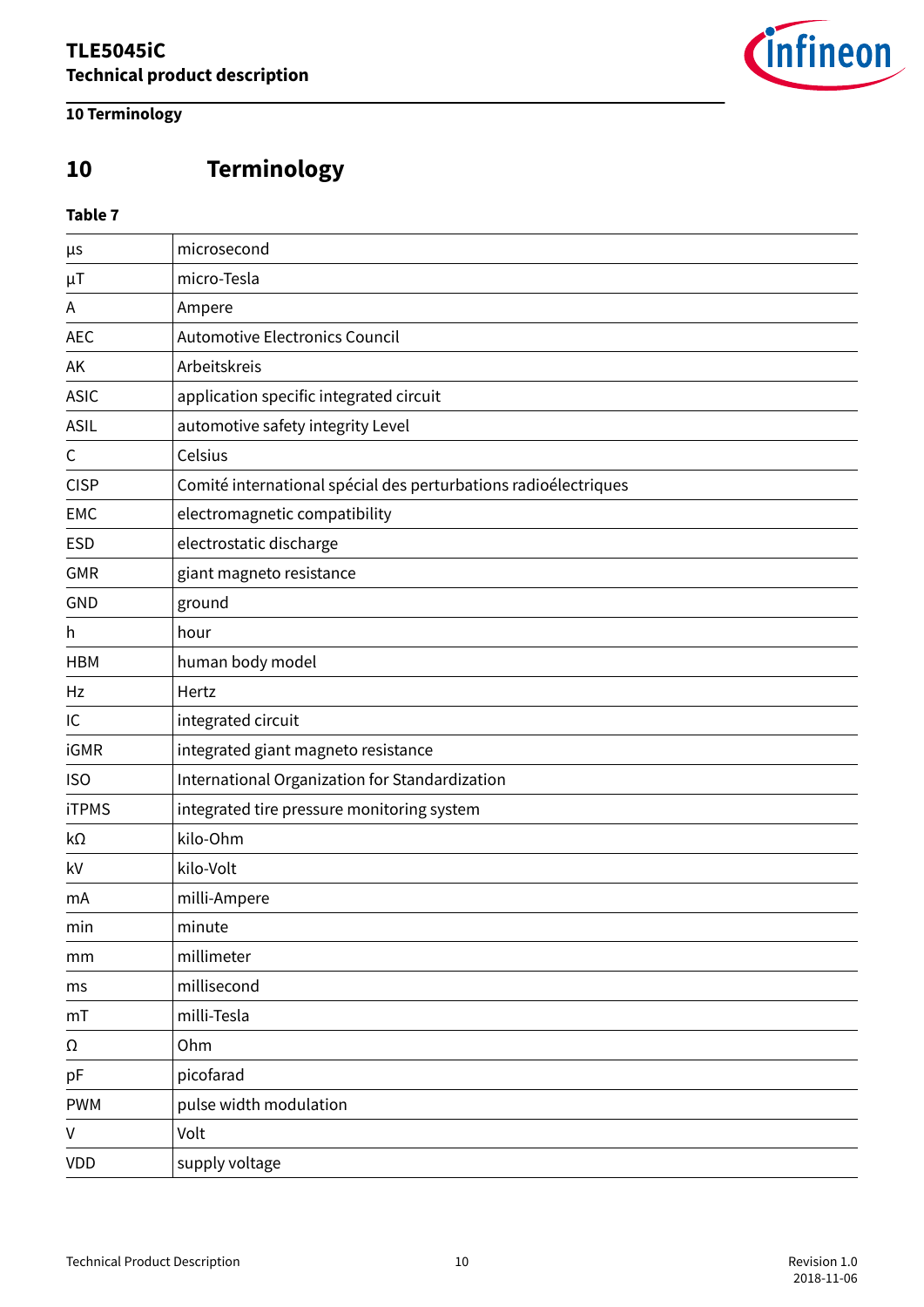# 10 Terminology

**Table 7**

| | |
|---|---|
| µs | microsecond |
| µT | micro-Tesla |
| A | Ampere |
| AEC | Automotive Electronics Council |
| AK | Arbeitskreis |
| ASIC | application specific integrated circuit |
| ASIL | automotive safety integrity Level |
| C | Celsius |
| CISP | Comité international spécial des perturbations radioélectriques |
| EMC | electromagnetic compatibility |
| ESD | electrostatic discharge |
| GMR | giant magneto resistance |
| GND | ground |
| h | hour |
| HBM | human body model |
| Hz | Hertz |
| IC | integrated circuit |
| iGMR | integrated giant magneto resistance |
| ISO | International Organization for Standardization |
| iTPMS | integrated tire pressure monitoring system |
| kΩ | kilo-Ohm |
| kV | kilo-Volt |
| mA | milli-Ampere |
| min | minute |
| mm | millimeter |
| ms | millisecond |
| mT | milli-Tesla |
| Ω | Ohm |
| pF | picofarad |
| PWM | pulse width modulation |
| V | Volt |
| VDD | supply voltage |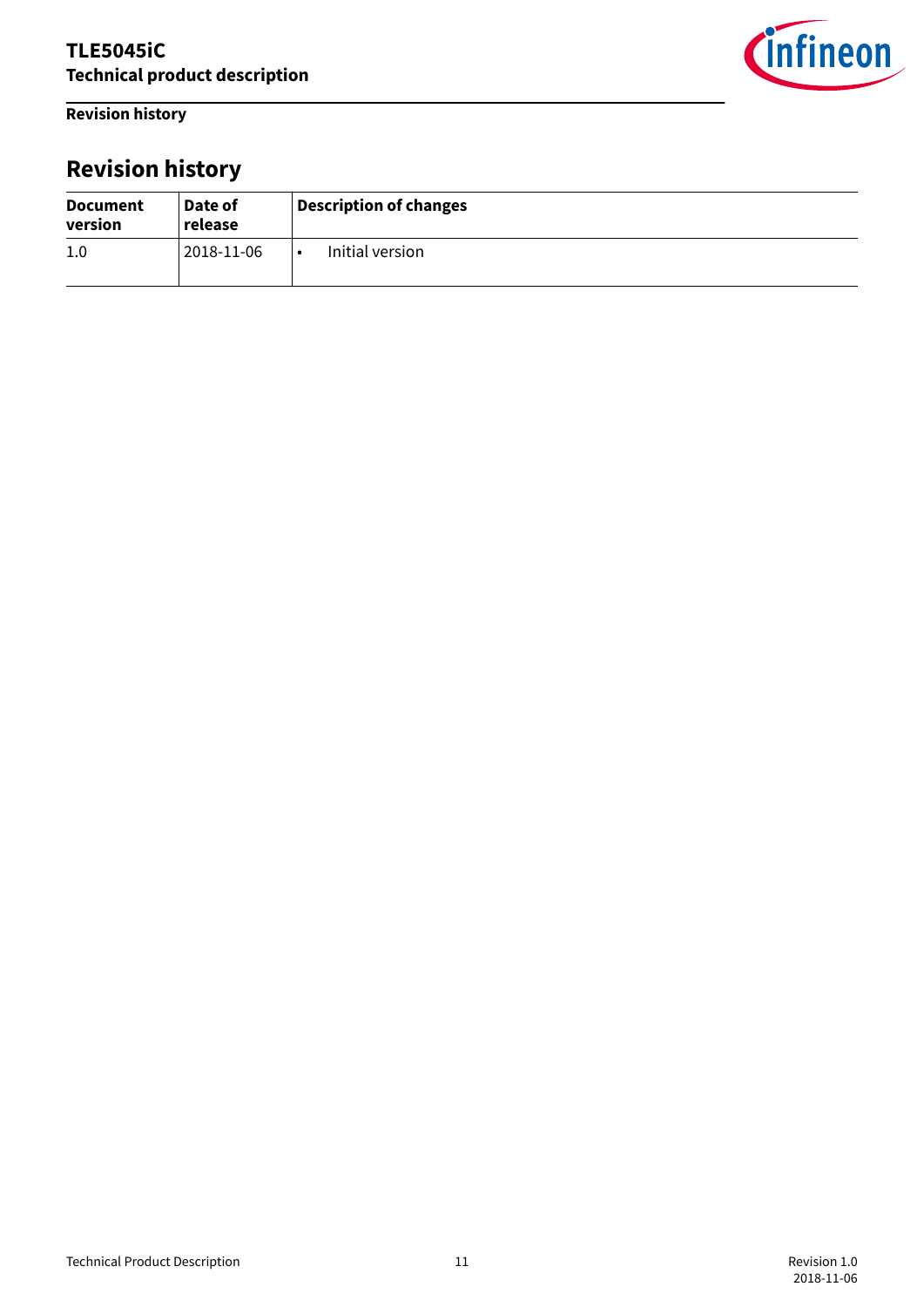# Revision history

| Document version | Date of release | Description of changes |
|---|---|---|
| 1.0 | 2018-11-06 | • Initial version |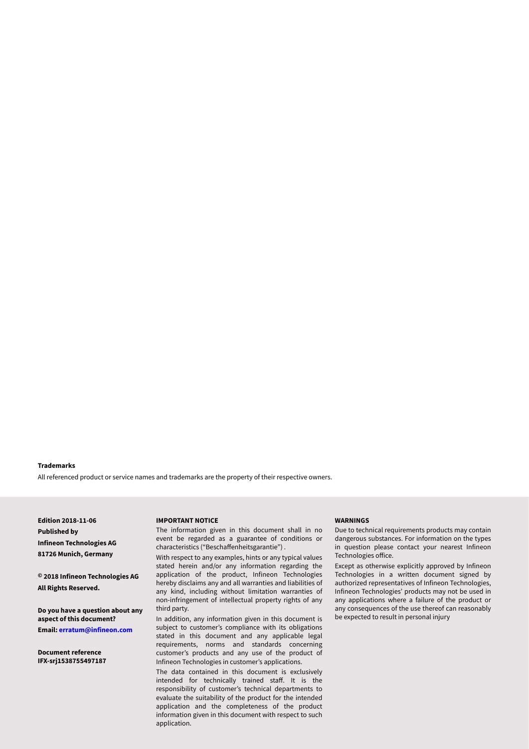**Trademarks**

All referenced product or service names and trademarks are the property of their respective owners.

**Edition 2018-11-06**
**Published by**
**Infineon Technologies AG**
**81726 Munich, Germany**

**© 2018 Infineon Technologies AG**
**All Rights Reserved.**

**Do you have a question about any aspect of this document?**
**Email: erratum@infineon.com**

**Document reference**
**IFX-srj1538755497187**

**IMPORTANT NOTICE**

The information given in this document shall in no event be regarded as a guarantee of conditions or characteristics ("Beschaffenheitsgarantie") .

With respect to any examples, hints or any typical values stated herein and/or any information regarding the application of the product, Infineon Technologies hereby disclaims any and all warranties and liabilities of any kind, including without limitation warranties of non-infringement of intellectual property rights of any third party.

In addition, any information given in this document is subject to customer's compliance with its obligations stated in this document and any applicable legal requirements, norms and standards concerning customer's products and any use of the product of Infineon Technologies in customer's applications.

The data contained in this document is exclusively intended for technically trained staff. It is the responsibility of customer's technical departments to evaluate the suitability of the product for the intended application and the completeness of the product information given in this document with respect to such application.

**WARNINGS**

Due to technical requirements products may contain dangerous substances. For information on the types in question please contact your nearest Infineon Technologies office.

Except as otherwise explicitly approved by Infineon Technologies in a written document signed by authorized representatives of Infineon Technologies, Infineon Technologies' products may not be used in any applications where a failure of the product or any consequences of the use thereof can reasonably be expected to result in personal injury